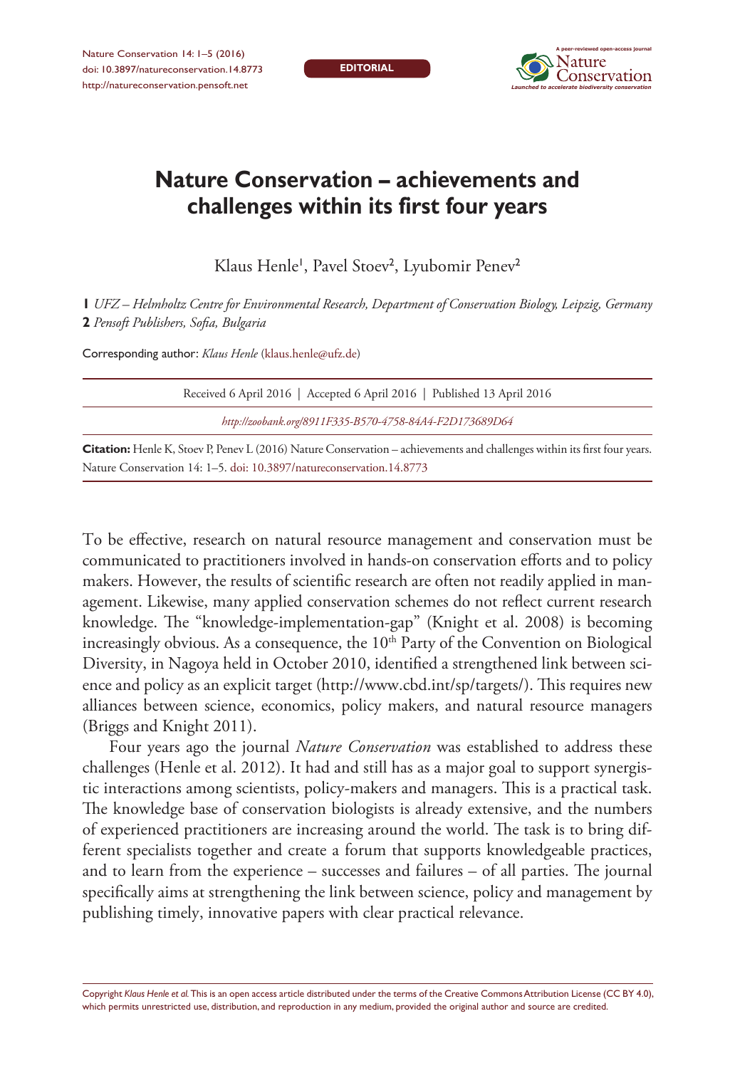EDITORIAL

# Nature Conservation – achievements and challenges within its first four years

Klaus Henle[1], Pavel Stoev[2], Lyubomir Penev[2]

**1** *UFZ – Helmholtz Centre for Environmental Research, Department of Conservation Biology, Leipzig, Germany*
**2** *Pensoft Publishers, Sofia, Bulgaria*

Corresponding author: *Klaus Henle* (klaus.henle@ufz.de)

Received 6 April 2016 | Accepted 6 April 2016 | Published 13 April 2016

*http://zoobank.org/8911F335-B570-4758-84A4-F2D173689D64*

**Citation:** Henle K, Stoev P, Penev L (2016) Nature Conservation – achievements and challenges within its first four years. Nature Conservation 14: 1–5. doi: 10.3897/natureconservation.14.8773

To be effective, research on natural resource management and conservation must be communicated to practitioners involved in hands-on conservation efforts and to policy makers. However, the results of scientific research are often not readily applied in management. Likewise, many applied conservation schemes do not reflect current research knowledge. The "knowledge-implementation-gap" (Knight et al. 2008) is becoming increasingly obvious. As a consequence, the 10$^{th}$ Party of the Convention on Biological Diversity, in Nagoya held in October 2010, identified a strengthened link between science and policy as an explicit target (http://www.cbd.int/sp/targets/). This requires new alliances between science, economics, policy makers, and natural resource managers (Briggs and Knight 2011).

Four years ago the journal *Nature Conservation* was established to address these challenges (Henle et al. 2012). It had and still has as a major goal to support synergistic interactions among scientists, policy-makers and managers. This is a practical task. The knowledge base of conservation biologists is already extensive, and the numbers of experienced practitioners are increasing around the world. The task is to bring different specialists together and create a forum that supports knowledgeable practices, and to learn from the experience – successes and failures – of all parties. The journal specifically aims at strengthening the link between science, policy and management by publishing timely, innovative papers with clear practical relevance.

Copyright *Klaus Henle et al.* This is an open access article distributed under the terms of the Creative Commons Attribution License (CC BY 4.0), which permits unrestricted use, distribution, and reproduction in any medium, provided the original author and source are credited.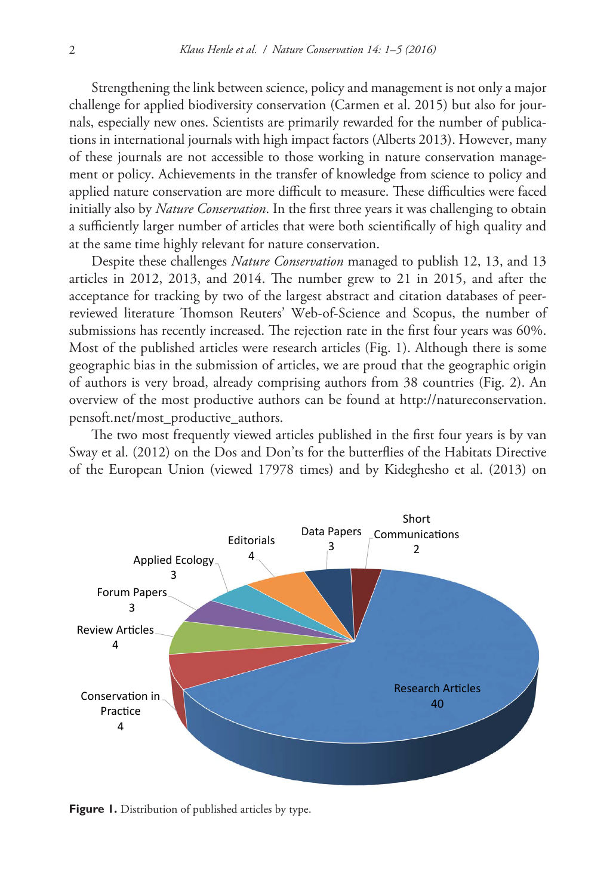Strengthening the link between science, policy and management is not only a major challenge for applied biodiversity conservation (Carmen et al. 2015) but also for journals, especially new ones. Scientists are primarily rewarded for the number of publications in international journals with high impact factors (Alberts 2013). However, many of these journals are not accessible to those working in nature conservation management or policy. Achievements in the transfer of knowledge from science to policy and applied nature conservation are more difficult to measure. These difficulties were faced initially also by *Nature Conservation*. In the first three years it was challenging to obtain a sufficiently larger number of articles that were both scientifically of high quality and at the same time highly relevant for nature conservation.

Despite these challenges *Nature Conservation* managed to publish 12, 13, and 13 articles in 2012, 2013, and 2014. The number grew to 21 in 2015, and after the acceptance for tracking by two of the largest abstract and citation databases of peer-reviewed literature Thomson Reuters' Web-of-Science and Scopus, the number of submissions has recently increased. The rejection rate in the first four years was 60%. Most of the published articles were research articles (Fig. 1). Although there is some geographic bias in the submission of articles, we are proud that the geographic origin of authors is very broad, already comprising authors from 38 countries (Fig. 2). An overview of the most productive authors can be found at http://natureconservation.pensoft.net/most_productive_authors.

The two most frequently viewed articles published in the first four years is by van Sway et al. (2012) on the Dos and Don'ts for the butterflies of the Habitats Directive of the European Union (viewed 17978 times) and by Kideghesho et al. (2013) on

**Figure 1.** Distribution of published articles by type.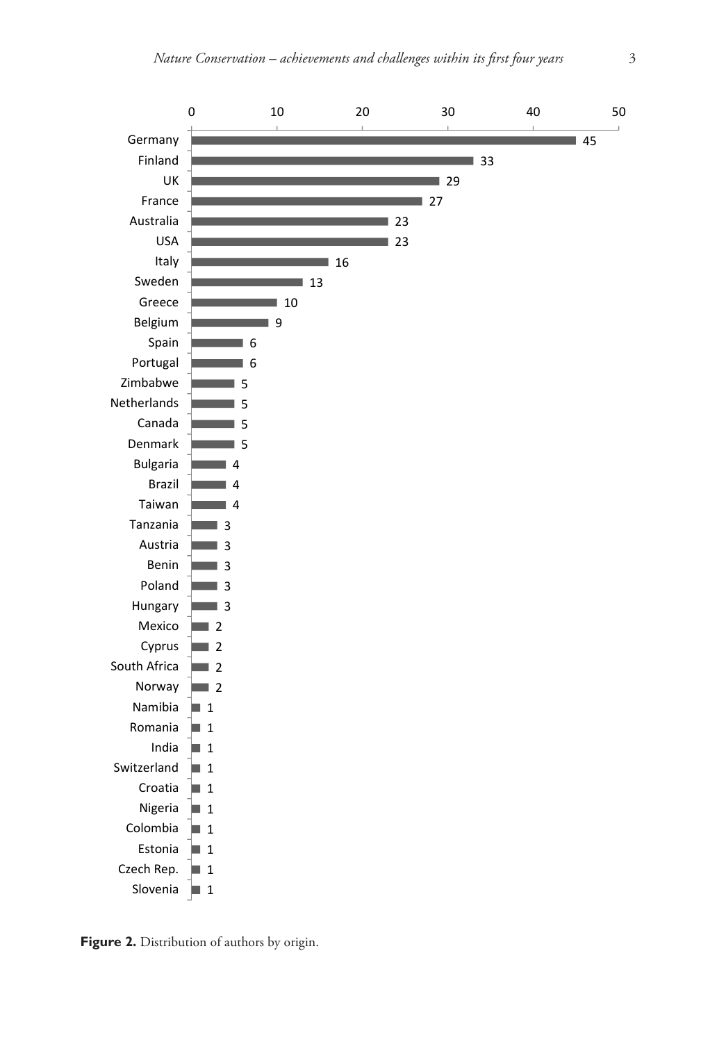| Country | Number of authors |
| --- | --- |
| Germany | 45 |
| Finland | 33 |
| UK | 29 |
| France | 27 |
| Australia | 23 |
| USA | 23 |
| Italy | 16 |
| Sweden | 13 |
| Greece | 10 |
| Belgium | 9 |
| Spain | 6 |
| Portugal | 6 |
| Zimbabwe | 5 |
| Netherlands | 5 |
| Canada | 5 |
| Denmark | 5 |
| Bulgaria | 4 |
| Brazil | 4 |
| Taiwan | 4 |
| Tanzania | 3 |
| Austria | 3 |
| Benin | 3 |
| Poland | 3 |
| Hungary | 3 |
| Mexico | 2 |
| Cyprus | 2 |
| South Africa | 2 |
| Norway | 2 |
| Namibia | 1 |
| Romania | 1 |
| India | 1 |
| Switzerland | 1 |
| Croatia | 1 |
| Nigeria | 1 |
| Colombia | 1 |
| Estonia | 1 |
| Czech Rep. | 1 |
| Slovenia | 1 |

**Figure 2.** Distribution of authors by origin.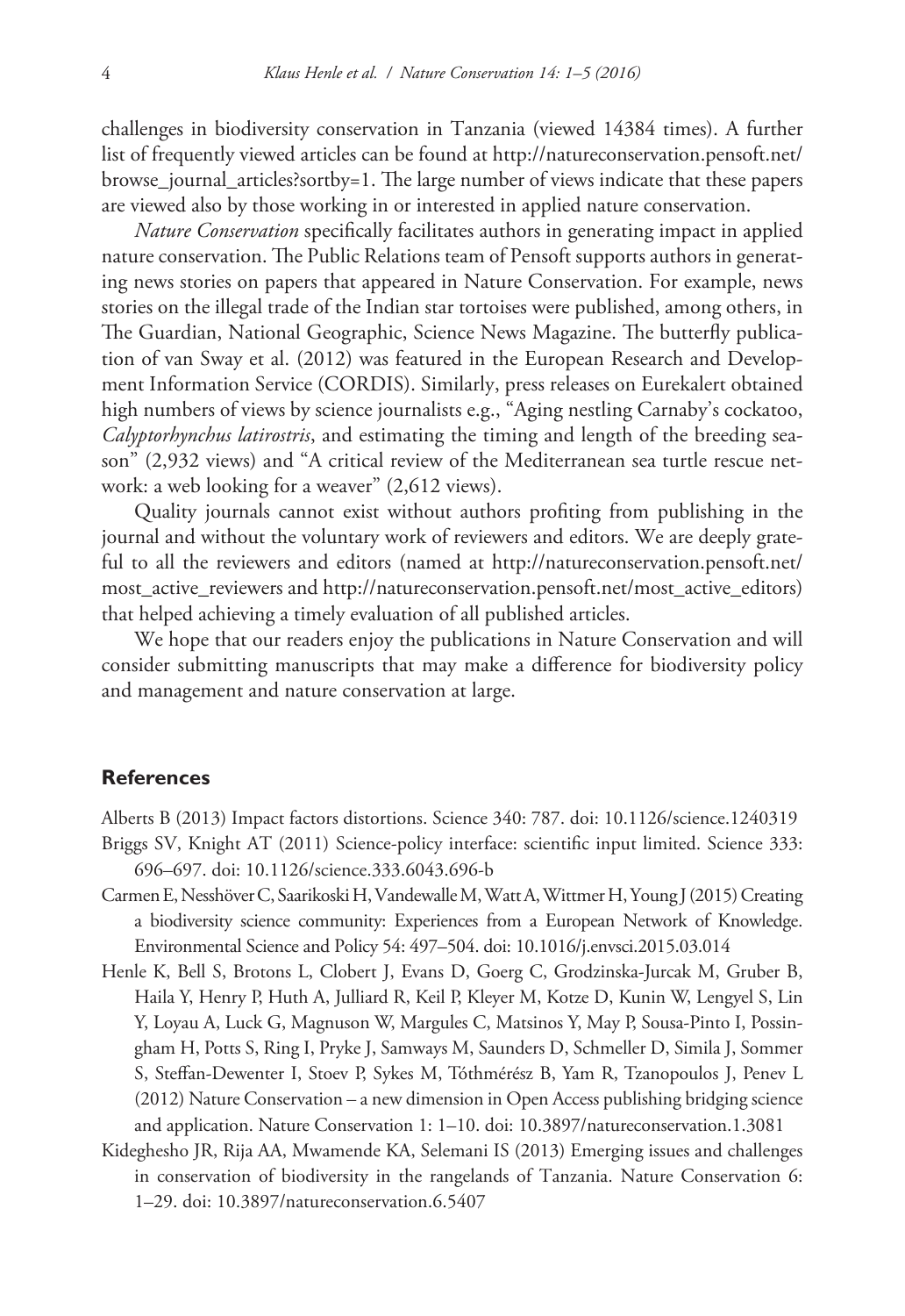challenges in biodiversity conservation in Tanzania (viewed 14384 times). A further list of frequently viewed articles can be found at http://natureconservation.pensoft.net/browse_journal_articles?sortby=1. The large number of views indicate that these papers are viewed also by those working in or interested in applied nature conservation.

*Nature Conservation* specifically facilitates authors in generating impact in applied nature conservation. The Public Relations team of Pensoft supports authors in generating news stories on papers that appeared in Nature Conservation. For example, news stories on the illegal trade of the Indian star tortoises were published, among others, in The Guardian, National Geographic, Science News Magazine. The butterfly publication of van Sway et al. (2012) was featured in the European Research and Development Information Service (CORDIS). Similarly, press releases on Eurekalert obtained high numbers of views by science journalists e.g., "Aging nestling Carnaby's cockatoo, *Calyptorhynchus latirostris*, and estimating the timing and length of the breeding season" (2,932 views) and "A critical review of the Mediterranean sea turtle rescue network: a web looking for a weaver" (2,612 views).

Quality journals cannot exist without authors profiting from publishing in the journal and without the voluntary work of reviewers and editors. We are deeply grateful to all the reviewers and editors (named at http://natureconservation.pensoft.net/most_active_reviewers and http://natureconservation.pensoft.net/most_active_editors) that helped achieving a timely evaluation of all published articles.

We hope that our readers enjoy the publications in Nature Conservation and will consider submitting manuscripts that may make a difference for biodiversity policy and management and nature conservation at large.

## References

Alberts B (2013) Impact factors distortions. Science 340: 787. doi: 10.1126/science.1240319

Briggs SV, Knight AT (2011) Science-policy interface: scientific input limited. Science 333: 696–697. doi: 10.1126/science.333.6043.696-b

Carmen E, Nesshöver C, Saarikoski H, Vandewalle M, Watt A, Wittmer H, Young J (2015) Creating a biodiversity science community: Experiences from a European Network of Knowledge. Environmental Science and Policy 54: 497–504. doi: 10.1016/j.envsci.2015.03.014

Henle K, Bell S, Brotons L, Clobert J, Evans D, Goerg C, Grodzinska-Jurcak M, Gruber B, Haila Y, Henry P, Huth A, Julliard R, Keil P, Kleyer M, Kotze D, Kunin W, Lengyel S, Lin Y, Loyau A, Luck G, Magnuson W, Margules C, Matsinos Y, May P, Sousa-Pinto I, Possingham H, Potts S, Ring I, Pryke J, Samways M, Saunders D, Schmeller D, Simila J, Sommer S, Steffan-Dewenter I, Stoev P, Sykes M, Tóthmérész B, Yam R, Tzanopoulos J, Penev L (2012) Nature Conservation – a new dimension in Open Access publishing bridging science and application. Nature Conservation 1: 1–10. doi: 10.3897/natureconservation.1.3081

Kideghesho JR, Rija AA, Mwamende KA, Selemani IS (2013) Emerging issues and challenges in conservation of biodiversity in the rangelands of Tanzania. Nature Conservation 6: 1–29. doi: 10.3897/natureconservation.6.5407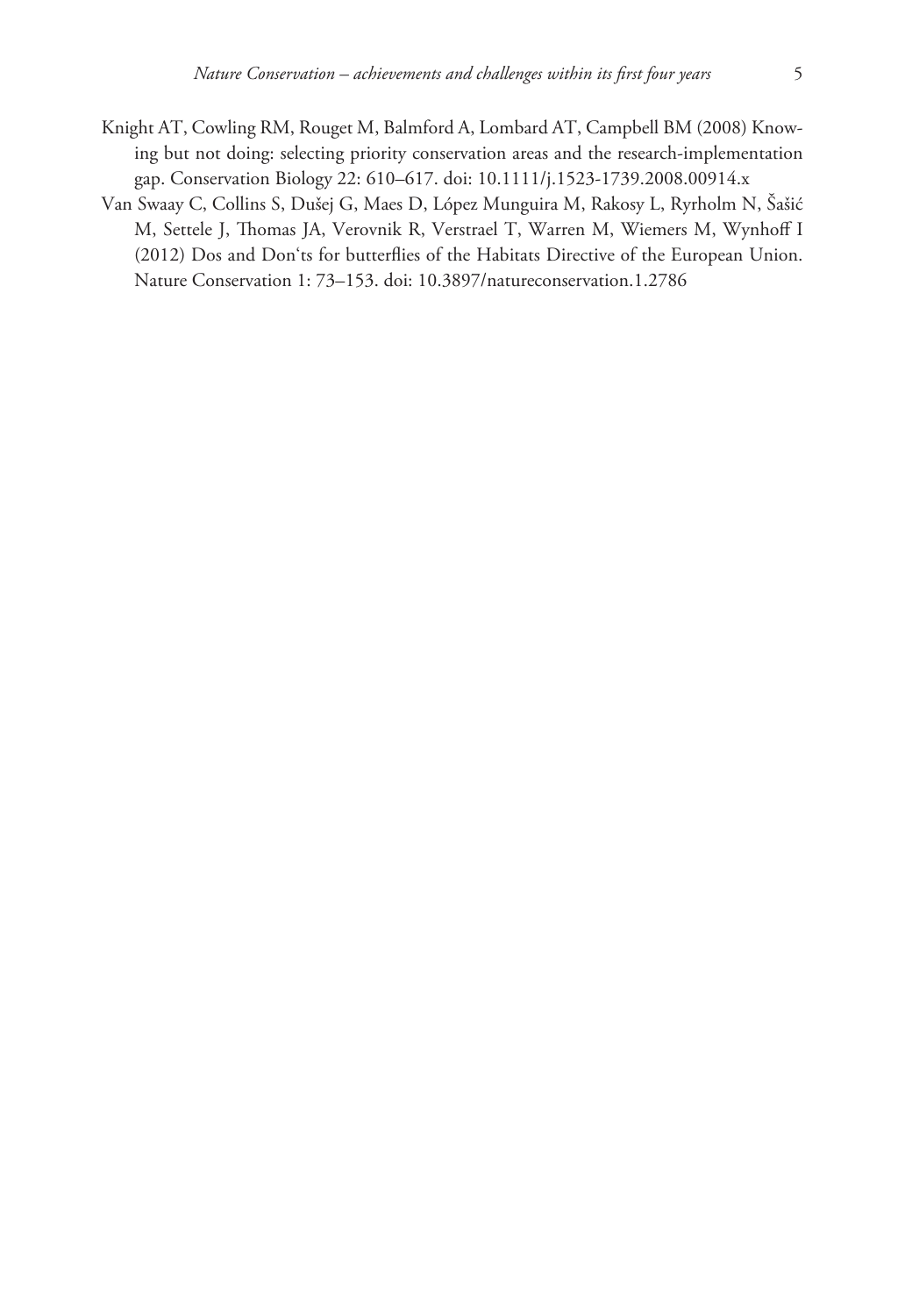Knight AT, Cowling RM, Rouget M, Balmford A, Lombard AT, Campbell BM (2008) Knowing but not doing: selecting priority conservation areas and the research-implementation gap. Conservation Biology 22: 610–617. doi: 10.1111/j.1523-1739.2008.00914.x

Van Swaay C, Collins S, Dušej G, Maes D, López Munguira M, Rakosy L, Ryrholm N, Šašić M, Settele J, Thomas JA, Verovnik R, Verstrael T, Warren M, Wiemers M, Wynhoff I (2012) Dos and Don‘ts for butterflies of the Habitats Directive of the European Union. Nature Conservation 1: 73–153. doi: 10.3897/natureconservation.1.2786